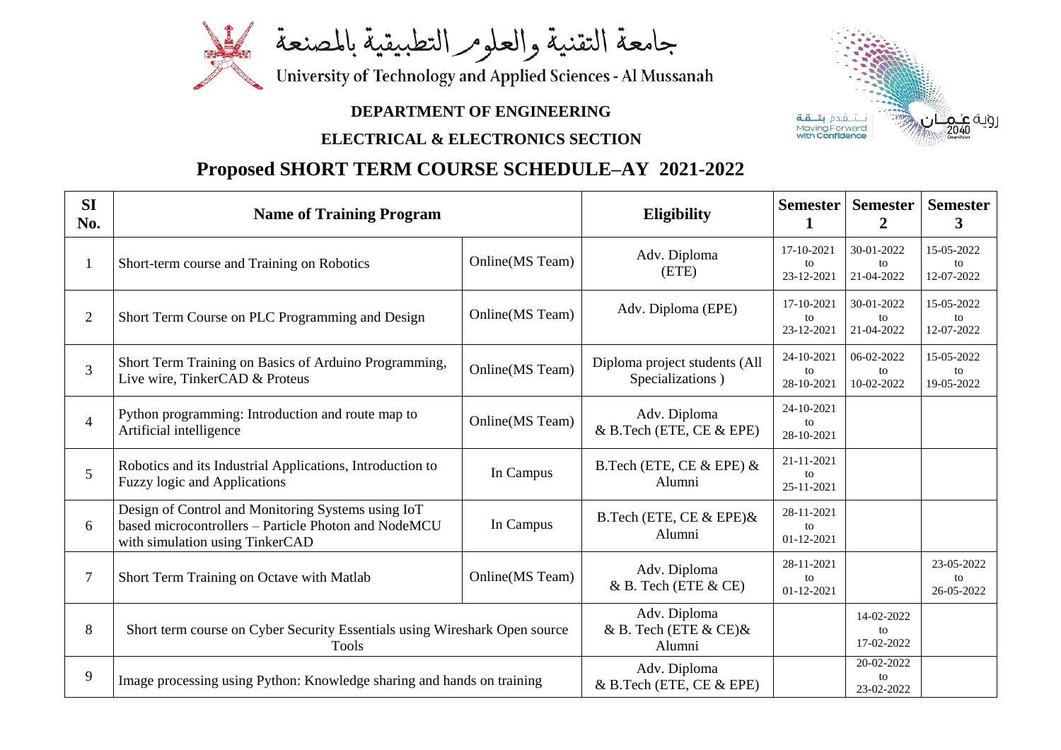جامعة التقنية والعلوم التطبيقية بالمصنعة

University of Technology and Applied Sciences - Al Mussanah

**DEPARTMENT OF ENGINEERING**

**ELECTRICAL & ELECTRONICS SECTION**

# Proposed SHORT TERM COURSE SCHEDULE–AY 2021-2022

| SI No. | Name of Training Program | | Eligibility | Semester 1 | Semester 2 | Semester 3 |
|---|---|---|---|---|---|---|
| 1 | Short-term course and Training on Robotics | Online(MS Team) | Adv. Diploma (ETE) | 17-10-2021 to 23-12-2021 | 30-01-2022 to 21-04-2022 | 15-05-2022 to 12-07-2022 |
| 2 | Short Term Course on PLC Programming and Design | Online(MS Team) | Adv. Diploma (EPE) | 17-10-2021 to 23-12-2021 | 30-01-2022 to 21-04-2022 | 15-05-2022 to 12-07-2022 |
| 3 | Short Term Training on Basics of Arduino Programming, Live wire, TinkerCAD & Proteus | Online(MS Team) | Diploma project students (All Specializations ) | 24-10-2021 to 28-10-2021 | 06-02-2022 to 10-02-2022 | 15-05-2022 to 19-05-2022 |
| 4 | Python programming: Introduction and route map to Artificial intelligence | Online(MS Team) | Adv. Diploma & B.Tech (ETE, CE & EPE) | 24-10-2021 to 28-10-2021 | | |
| 5 | Robotics and its Industrial Applications, Introduction to Fuzzy logic and Applications | In Campus | B.Tech (ETE, CE & EPE) & Alumni | 21-11-2021 to 25-11-2021 | | |
| 6 | Design of Control and Monitoring Systems using IoT based microcontrollers – Particle Photon and NodeMCU with simulation using TinkerCAD | In Campus | B.Tech (ETE, CE & EPE)& Alumni | 28-11-2021 to 01-12-2021 | | |
| 7 | Short Term Training on Octave with Matlab | Online(MS Team) | Adv. Diploma & B. Tech (ETE & CE) | 28-11-2021 to 01-12-2021 | | 23-05-2022 to 26-05-2022 |
| 8 | Short term course on Cyber Security Essentials using Wireshark Open source Tools | | Adv. Diploma & B. Tech (ETE & CE)& Alumni | | 14-02-2022 to 17-02-2022 | |
| 9 | Image processing using Python: Knowledge sharing and hands on training | | Adv. Diploma & B.Tech (ETE, CE & EPE) | | 20-02-2022 to 23-02-2022 | |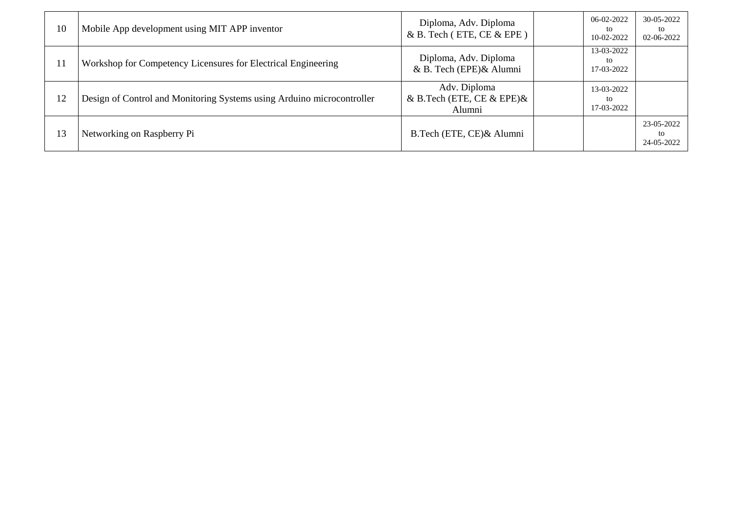| | | | | | |
|---|---|---|---|---|---|
| 10 | Mobile App development using MIT APP inventor | Diploma, Adv. Diploma & B. Tech ( ETE, CE & EPE ) | | 06-02-2022 to 10-02-2022 | 30-05-2022 to 02-06-2022 |
| 11 | Workshop for Competency Licensures for Electrical Engineering | Diploma, Adv. Diploma & B. Tech (EPE)& Alumni | | 13-03-2022 to 17-03-2022 | |
| 12 | Design of Control and Monitoring Systems using Arduino microcontroller | Adv. Diploma & B.Tech (ETE, CE & EPE)& Alumni | | 13-03-2022 to 17-03-2022 | |
| 13 | Networking on Raspberry Pi | B.Tech (ETE, CE)& Alumni | | | 23-05-2022 to 24-05-2022 |